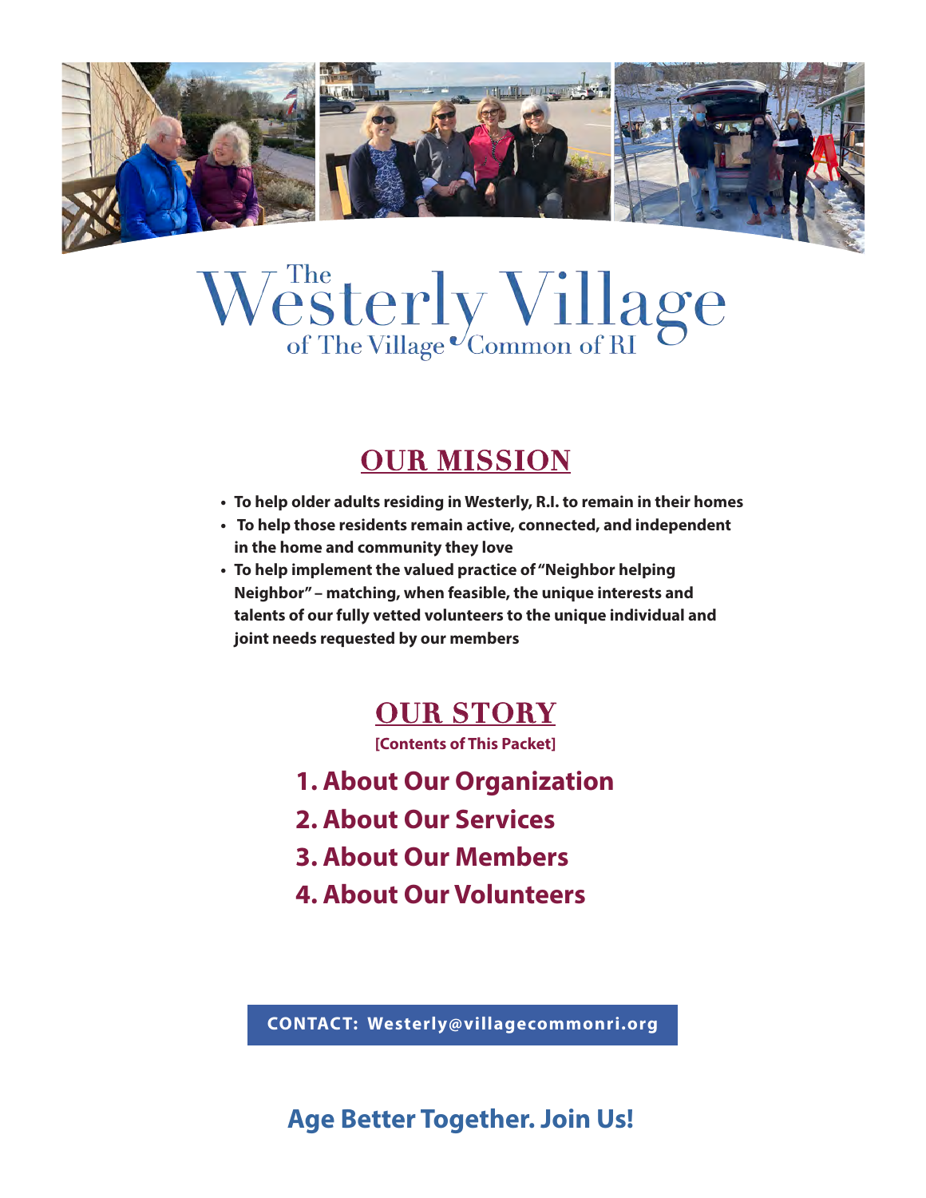# The Westerly Village

of The Village Common of RI

## OUR MISSION

- **To help older adults residing in Westerly, R.I. to remain in their homes**
- **To help those residents remain active, connected, and independent in the home and community they love**
- **To help implement the valued practice of "Neighbor helping Neighbor" – matching, when feasible, the unique interests and talents of our fully vetted volunteers to the unique individual and joint needs requested by our members**

## OUR STORY

**[Contents of This Packet]**

### 1. About Our Organization
### 2. About Our Services
### 3. About Our Members
### 4. About Our Volunteers

**CONTACT: Westerly@villagecommonri.org**

## Age Better Together. Join Us!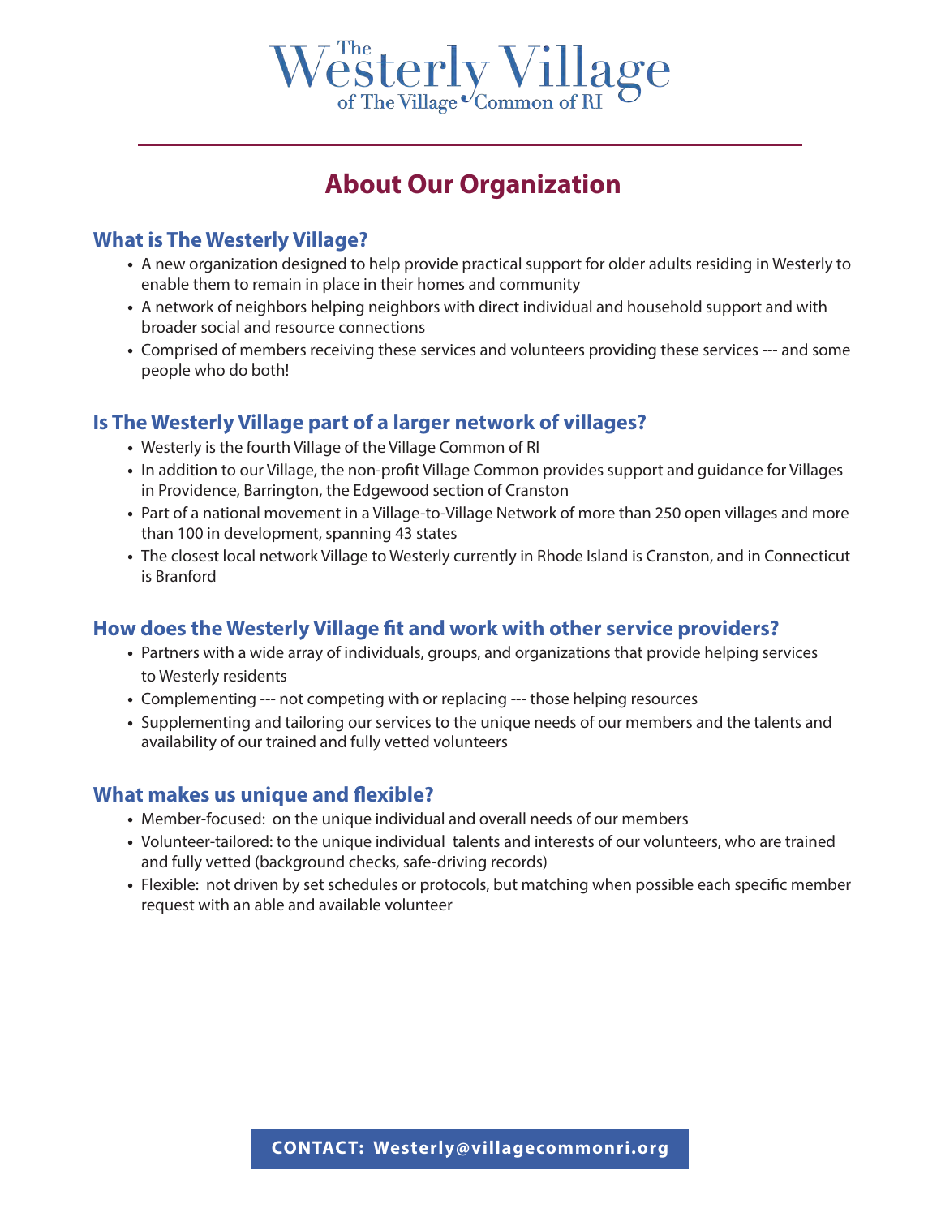# The Westerly Village

of The Village Common of RI

## About Our Organization

### What is The Westerly Village?

- A new organization designed to help provide practical support for older adults residing in Westerly to enable them to remain in place in their homes and community
- A network of neighbors helping neighbors with direct individual and household support and with broader social and resource connections
- Comprised of members receiving these services and volunteers providing these services --- and some people who do both!

### Is The Westerly Village part of a larger network of villages?

- Westerly is the fourth Village of the Village Common of RI
- In addition to our Village, the non-profit Village Common provides support and guidance for Villages in Providence, Barrington, the Edgewood section of Cranston
- Part of a national movement in a Village-to-Village Network of more than 250 open villages and more than 100 in development, spanning 43 states
- The closest local network Village to Westerly currently in Rhode Island is Cranston, and in Connecticut is Branford

### How does the Westerly Village fit and work with other service providers?

- Partners with a wide array of individuals, groups, and organizations that provide helping services to Westerly residents
- Complementing --- not competing with or replacing --- those helping resources
- Supplementing and tailoring our services to the unique needs of our members and the talents and availability of our trained and fully vetted volunteers

### What makes us unique and flexible?

- Member-focused: on the unique individual and overall needs of our members
- Volunteer-tailored: to the unique individual talents and interests of our volunteers, who are trained and fully vetted (background checks, safe-driving records)
- Flexible: not driven by set schedules or protocols, but matching when possible each specific member request with an able and available volunteer

**CONTACT: Westerly@villagecommonri.org**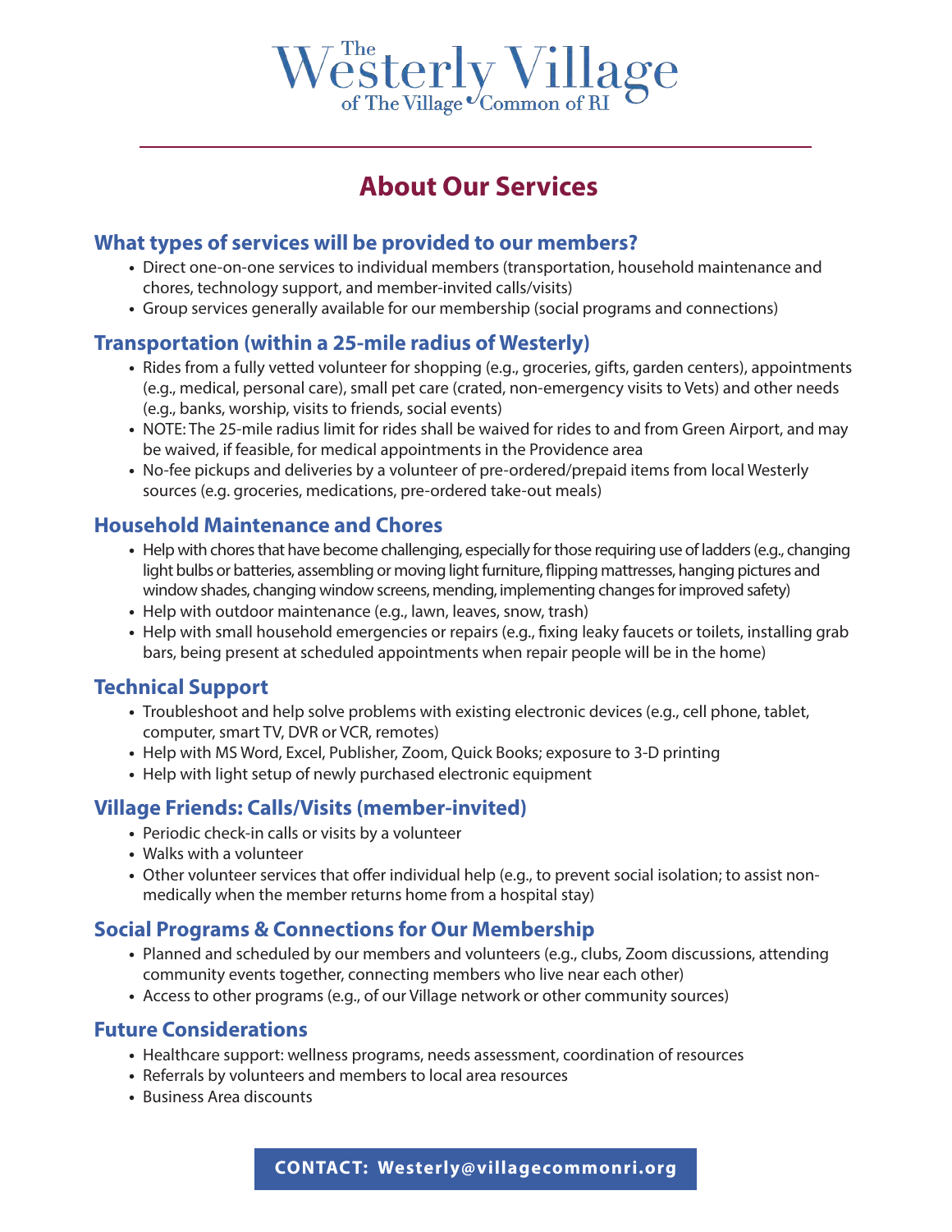# The Westerly Village of The Village Common of RI

## About Our Services

### What types of services will be provided to our members?

- Direct one-on-one services to individual members (transportation, household maintenance and chores, technology support, and member-invited calls/visits)
- Group services generally available for our membership (social programs and connections)

### Transportation (within a 25-mile radius of Westerly)

- Rides from a fully vetted volunteer for shopping (e.g., groceries, gifts, garden centers), appointments (e.g., medical, personal care), small pet care (crated, non-emergency visits to Vets) and other needs (e.g., banks, worship, visits to friends, social events)
- NOTE: The 25-mile radius limit for rides shall be waived for rides to and from Green Airport, and may be waived, if feasible, for medical appointments in the Providence area
- No-fee pickups and deliveries by a volunteer of pre-ordered/prepaid items from local Westerly sources (e.g. groceries, medications, pre-ordered take-out meals)

### Household Maintenance and Chores

- Help with chores that have become challenging, especially for those requiring use of ladders (e.g., changing light bulbs or batteries, assembling or moving light furniture, flipping mattresses, hanging pictures and window shades, changing window screens, mending, implementing changes for improved safety)
- Help with outdoor maintenance (e.g., lawn, leaves, snow, trash)
- Help with small household emergencies or repairs (e.g., fixing leaky faucets or toilets, installing grab bars, being present at scheduled appointments when repair people will be in the home)

### Technical Support

- Troubleshoot and help solve problems with existing electronic devices (e.g., cell phone, tablet, computer, smart TV, DVR or VCR, remotes)
- Help with MS Word, Excel, Publisher, Zoom, Quick Books; exposure to 3-D printing
- Help with light setup of newly purchased electronic equipment

### Village Friends: Calls/Visits (member-invited)

- Periodic check-in calls or visits by a volunteer
- Walks with a volunteer
- Other volunteer services that offer individual help (e.g., to prevent social isolation; to assist non-medically when the member returns home from a hospital stay)

### Social Programs & Connections for Our Membership

- Planned and scheduled by our members and volunteers (e.g., clubs, Zoom discussions, attending community events together, connecting members who live near each other)
- Access to other programs (e.g., of our Village network or other community sources)

### Future Considerations

- Healthcare support: wellness programs, needs assessment, coordination of resources
- Referrals by volunteers and members to local area resources
- Business Area discounts

**CONTACT: Westerly@villagecommonri.org**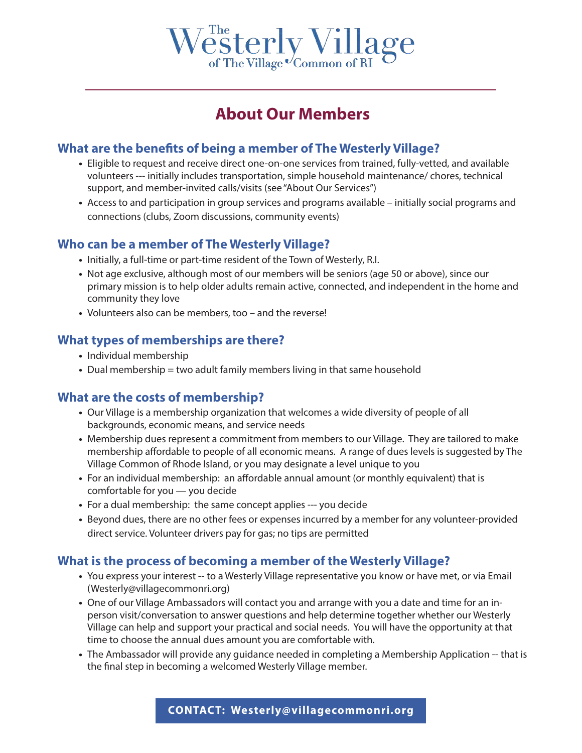# The Westerly Village of The Village Common of RI

## About Our Members

### What are the benefits of being a member of The Westerly Village?

- Eligible to request and receive direct one-on-one services from trained, fully-vetted, and available volunteers --- initially includes transportation, simple household maintenance/ chores, technical support, and member-invited calls/visits (see "About Our Services")
- Access to and participation in group services and programs available – initially social programs and connections (clubs, Zoom discussions, community events)

### Who can be a member of The Westerly Village?

- Initially, a full-time or part-time resident of the Town of Westerly, R.I.
- Not age exclusive, although most of our members will be seniors (age 50 or above), since our primary mission is to help older adults remain active, connected, and independent in the home and community they love
- Volunteers also can be members, too – and the reverse!

### What types of memberships are there?

- Individual membership
- Dual membership = two adult family members living in that same household

### What are the costs of membership?

- Our Village is a membership organization that welcomes a wide diversity of people of all backgrounds, economic means, and service needs
- Membership dues represent a commitment from members to our Village. They are tailored to make membership affordable to people of all economic means. A range of dues levels is suggested by The Village Common of Rhode Island, or you may designate a level unique to you
- For an individual membership: an affordable annual amount (or monthly equivalent) that is comfortable for you — you decide
- For a dual membership: the same concept applies --- you decide
- Beyond dues, there are no other fees or expenses incurred by a member for any volunteer-provided direct service. Volunteer drivers pay for gas; no tips are permitted

### What is the process of becoming a member of the Westerly Village?

- You express your interest -- to a Westerly Village representative you know or have met, or via Email (Westerly@villagecommonri.org)
- One of our Village Ambassadors will contact you and arrange with you a date and time for an in-person visit/conversation to answer questions and help determine together whether our Westerly Village can help and support your practical and social needs. You will have the opportunity at that time to choose the annual dues amount you are comfortable with.
- The Ambassador will provide any guidance needed in completing a Membership Application -- that is the final step in becoming a welcomed Westerly Village member.

**CONTACT: Westerly@villagecommonri.org**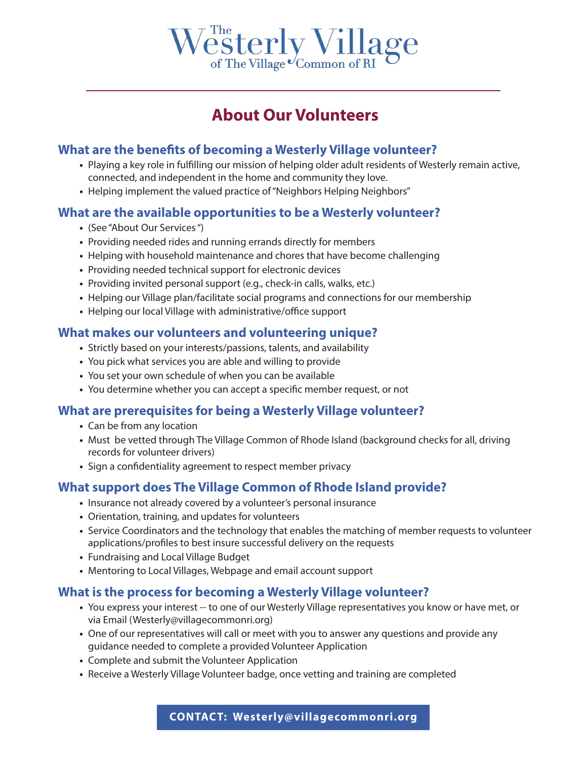The Westerly Village of The Village Common of RI

## About Our Volunteers

### What are the benefits of becoming a Westerly Village volunteer?

- Playing a key role in fulfilling our mission of helping older adult residents of Westerly remain active, connected, and independent in the home and community they love.
- Helping implement the valued practice of "Neighbors Helping Neighbors"

### What are the available opportunities to be a Westerly volunteer?

- (See "About Our Services ")
- Providing needed rides and running errands directly for members
- Helping with household maintenance and chores that have become challenging
- Providing needed technical support for electronic devices
- Providing invited personal support (e.g., check-in calls, walks, etc.)
- Helping our Village plan/facilitate social programs and connections for our membership
- Helping our local Village with administrative/office support

### What makes our volunteers and volunteering unique?

- Strictly based on your interests/passions, talents, and availability
- You pick what services you are able and willing to provide
- You set your own schedule of when you can be available
- You determine whether you can accept a specific member request, or not

### What are prerequisites for being a Westerly Village volunteer?

- Can be from any location
- Must be vetted through The Village Common of Rhode Island (background checks for all, driving records for volunteer drivers)
- Sign a confidentiality agreement to respect member privacy

### What support does The Village Common of Rhode Island provide?

- Insurance not already covered by a volunteer's personal insurance
- Orientation, training, and updates for volunteers
- Service Coordinators and the technology that enables the matching of member requests to volunteer applications/profiles to best insure successful delivery on the requests
- Fundraising and Local Village Budget
- Mentoring to Local Villages, Webpage and email account support

### What is the process for becoming a Westerly Village volunteer?

- You express your interest -- to one of our Westerly Village representatives you know or have met, or via Email (Westerly@villagecommonri.org)
- One of our representatives will call or meet with you to answer any questions and provide any guidance needed to complete a provided Volunteer Application
- Complete and submit the Volunteer Application
- Receive a Westerly Village Volunteer badge, once vetting and training are completed

**CONTACT: Westerly@villagecommonri.org**